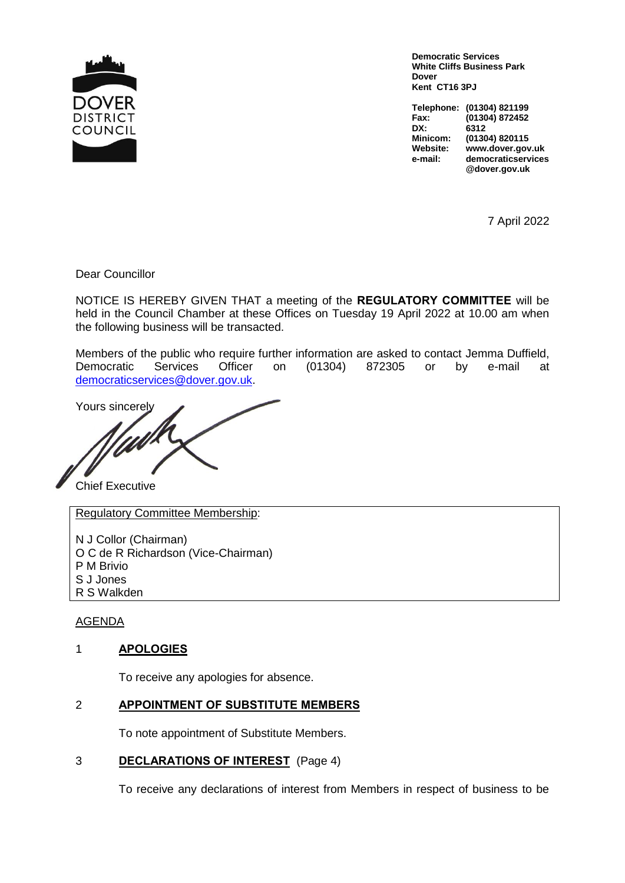**DOVER DISTRICT COUNCIL**

**Democratic Services**
**White Cliffs Business Park**
**Dover**
**Kent CT16 3PJ**

| | |
|---|---|
| **Telephone:** | **(01304) 821199** |
| **Fax:** | **(01304) 872452** |
| **DX:** | **6312** |
| **Minicom:** | **(01304) 820115** |
| **Website:** | **www.dover.gov.uk** |
| **e-mail:** | **democraticservices@dover.gov.uk** |

7 April 2022

Dear Councillor

NOTICE IS HEREBY GIVEN THAT a meeting of the **REGULATORY COMMITTEE** will be held in the Council Chamber at these Offices on Tuesday 19 April 2022 at 10.00 am when the following business will be transacted.

Members of the public who require further information are asked to contact Jemma Duffield, Democratic Services Officer on (01304) 872305 or by e-mail at democraticservices@dover.gov.uk.

Yours sincerely

Chief Executive

Regulatory Committee Membership:

N J Collor (Chairman)
O C de R Richardson (Vice-Chairman)
P M Brivio
S J Jones
R S Walkden

AGENDA

1 **APOLOGIES**

To receive any apologies for absence.

2 **APPOINTMENT OF SUBSTITUTE MEMBERS**

To note appointment of Substitute Members.

3 **DECLARATIONS OF INTEREST** (Page 4)

To receive any declarations of interest from Members in respect of business to be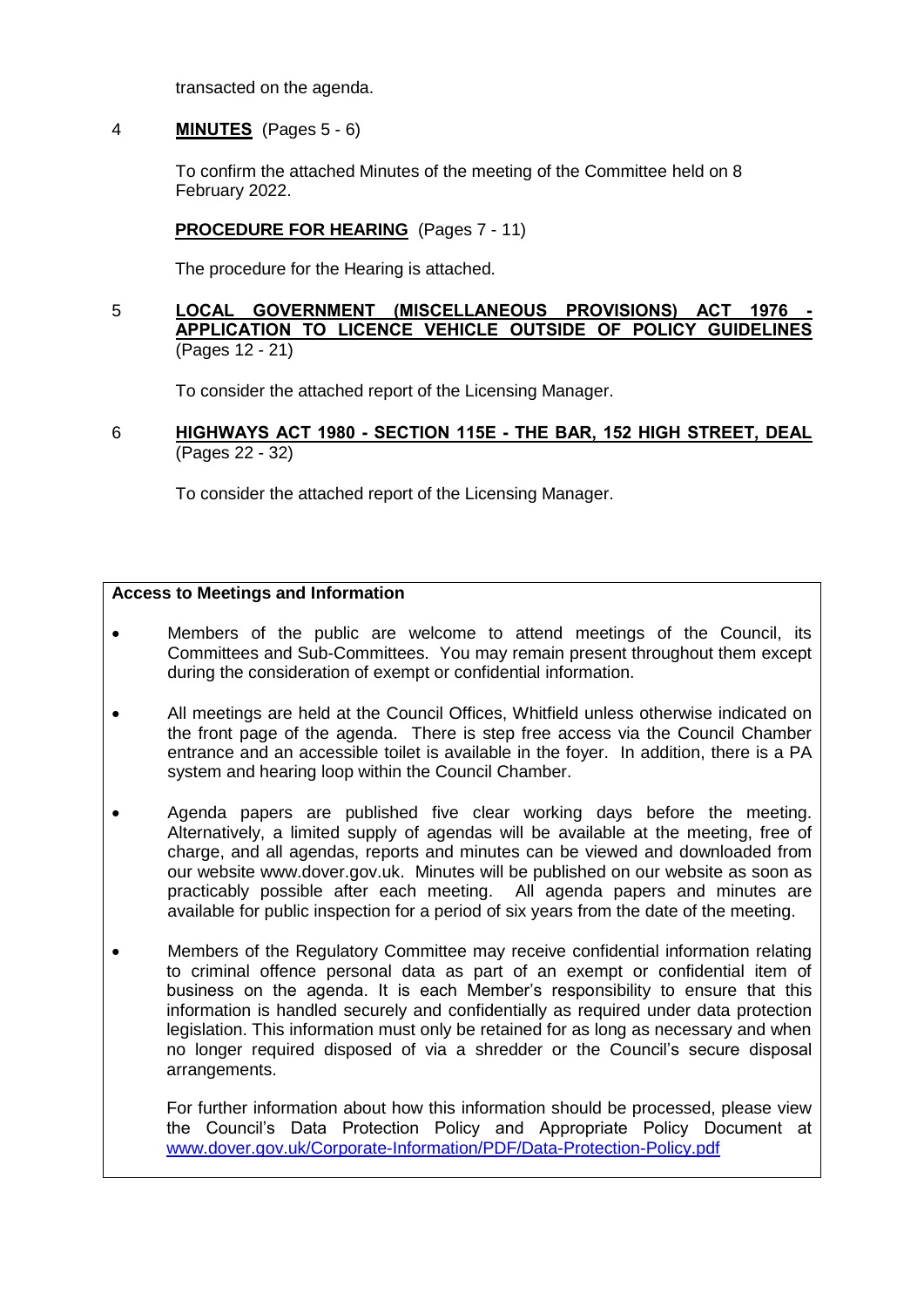transacted on the agenda.

4 **MINUTES** (Pages 5 - 6)

To confirm the attached Minutes of the meeting of the Committee held on 8 February 2022.

**PROCEDURE FOR HEARING** (Pages 7 - 11)

The procedure for the Hearing is attached.

5 **LOCAL GOVERNMENT (MISCELLANEOUS PROVISIONS) ACT 1976 - APPLICATION TO LICENCE VEHICLE OUTSIDE OF POLICY GUIDELINES** (Pages 12 - 21)

To consider the attached report of the Licensing Manager.

6 **HIGHWAYS ACT 1980 - SECTION 115E - THE BAR, 152 HIGH STREET, DEAL** (Pages 22 - 32)

To consider the attached report of the Licensing Manager.

**Access to Meetings and Information**

- Members of the public are welcome to attend meetings of the Council, its Committees and Sub-Committees. You may remain present throughout them except during the consideration of exempt or confidential information.
- All meetings are held at the Council Offices, Whitfield unless otherwise indicated on the front page of the agenda. There is step free access via the Council Chamber entrance and an accessible toilet is available in the foyer. In addition, there is a PA system and hearing loop within the Council Chamber.
- Agenda papers are published five clear working days before the meeting. Alternatively, a limited supply of agendas will be available at the meeting, free of charge, and all agendas, reports and minutes can be viewed and downloaded from our website www.dover.gov.uk. Minutes will be published on our website as soon as practicably possible after each meeting. All agenda papers and minutes are available for public inspection for a period of six years from the date of the meeting.
- Members of the Regulatory Committee may receive confidential information relating to criminal offence personal data as part of an exempt or confidential item of business on the agenda. It is each Member's responsibility to ensure that this information is handled securely and confidentially as required under data protection legislation. This information must only be retained for as long as necessary and when no longer required disposed of via a shredder or the Council's secure disposal arrangements.

  For further information about how this information should be processed, please view the Council's Data Protection Policy and Appropriate Policy Document at www.dover.gov.uk/Corporate-Information/PDF/Data-Protection-Policy.pdf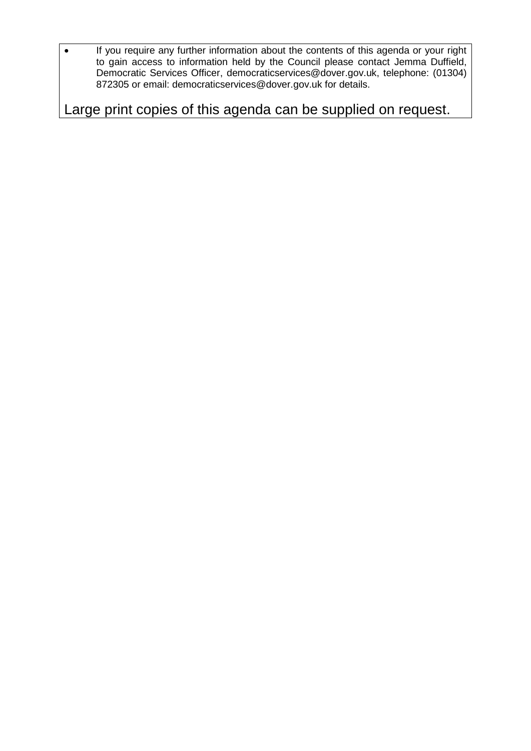- If you require any further information about the contents of this agenda or your right to gain access to information held by the Council please contact Jemma Duffield, Democratic Services Officer, democraticservices@dover.gov.uk, telephone: (01304) 872305 or email: democraticservices@dover.gov.uk for details.

Large print copies of this agenda can be supplied on request.